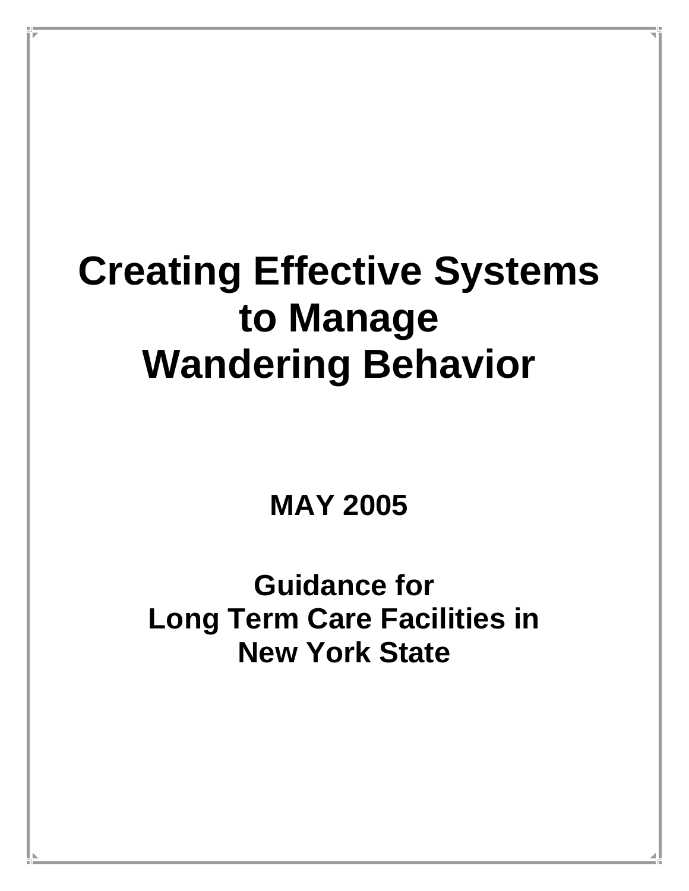# Creating Effective Systems to Manage Wandering Behavior

**MAY 2005**

**Guidance for Long Term Care Facilities in New York State**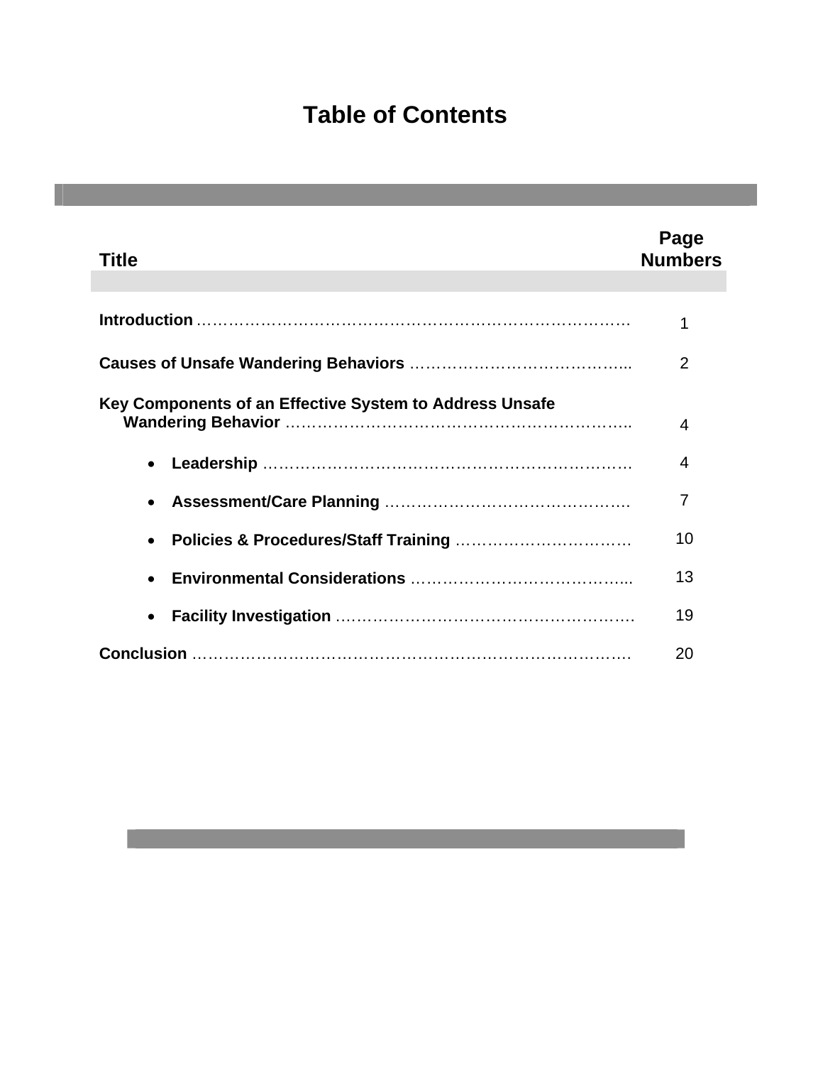# Table of Contents

| Title | Page Numbers |
|---|---|
| **Introduction** | 1 |
| **Causes of Unsafe Wandering Behaviors** | 2 |
| **Key Components of an Effective System to Address Unsafe Wandering Behavior** | 4 |
| • **Leadership** | 4 |
| • **Assessment/Care Planning** | 7 |
| • **Policies & Procedures/Staff Training** | 10 |
| • **Environmental Considerations** | 13 |
| • **Facility Investigation** | 19 |
| **Conclusion** | 20 |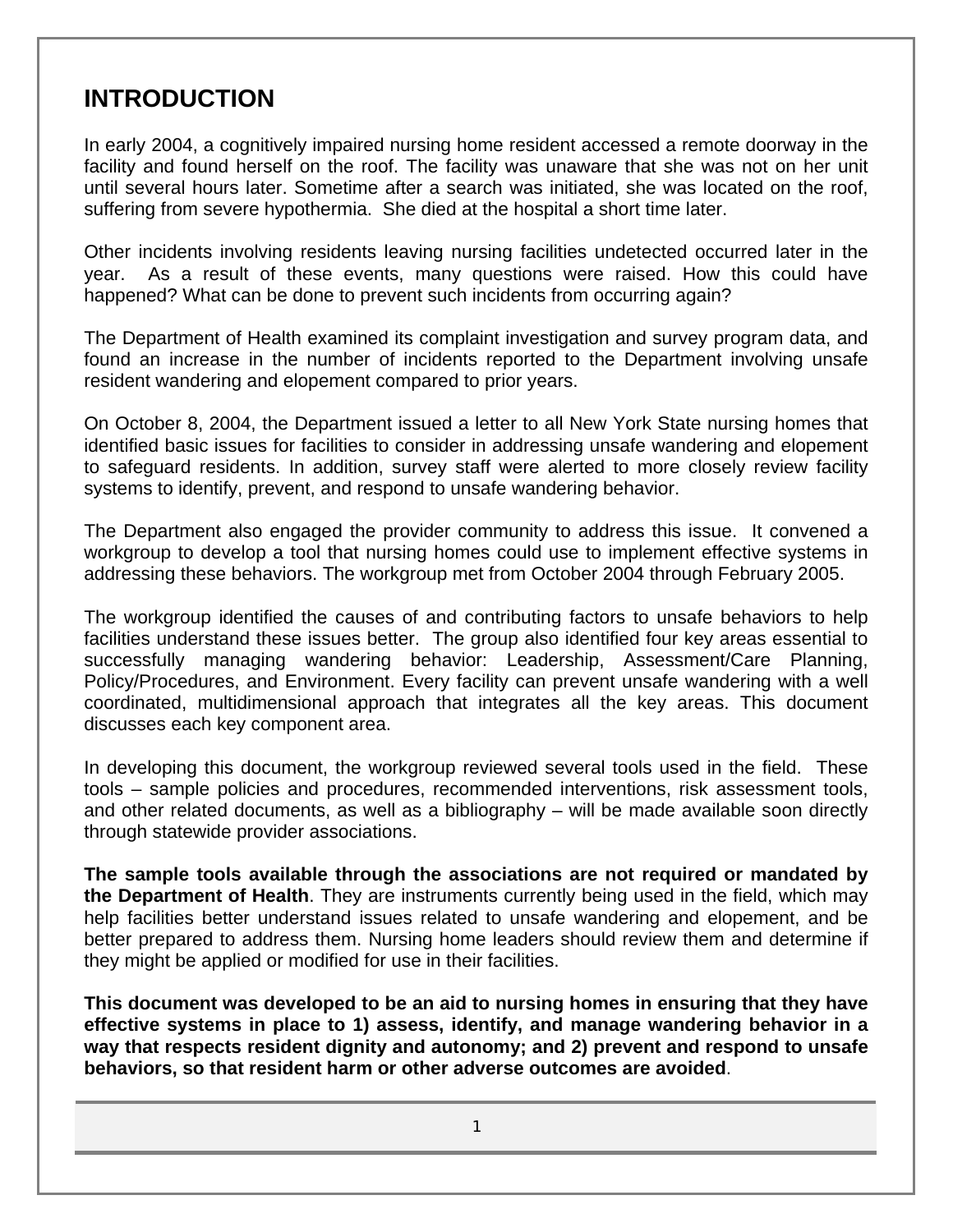# INTRODUCTION

In early 2004, a cognitively impaired nursing home resident accessed a remote doorway in the facility and found herself on the roof. The facility was unaware that she was not on her unit until several hours later. Sometime after a search was initiated, she was located on the roof, suffering from severe hypothermia. She died at the hospital a short time later.

Other incidents involving residents leaving nursing facilities undetected occurred later in the year. As a result of these events, many questions were raised. How this could have happened? What can be done to prevent such incidents from occurring again?

The Department of Health examined its complaint investigation and survey program data, and found an increase in the number of incidents reported to the Department involving unsafe resident wandering and elopement compared to prior years.

On October 8, 2004, the Department issued a letter to all New York State nursing homes that identified basic issues for facilities to consider in addressing unsafe wandering and elopement to safeguard residents. In addition, survey staff were alerted to more closely review facility systems to identify, prevent, and respond to unsafe wandering behavior.

The Department also engaged the provider community to address this issue. It convened a workgroup to develop a tool that nursing homes could use to implement effective systems in addressing these behaviors. The workgroup met from October 2004 through February 2005.

The workgroup identified the causes of and contributing factors to unsafe behaviors to help facilities understand these issues better. The group also identified four key areas essential to successfully managing wandering behavior: Leadership, Assessment/Care Planning, Policy/Procedures, and Environment. Every facility can prevent unsafe wandering with a well coordinated, multidimensional approach that integrates all the key areas. This document discusses each key component area.

In developing this document, the workgroup reviewed several tools used in the field. These tools – sample policies and procedures, recommended interventions, risk assessment tools, and other related documents, as well as a bibliography – will be made available soon directly through statewide provider associations.

**The sample tools available through the associations are not required or mandated by the Department of Health**. They are instruments currently being used in the field, which may help facilities better understand issues related to unsafe wandering and elopement, and be better prepared to address them. Nursing home leaders should review them and determine if they might be applied or modified for use in their facilities.

**This document was developed to be an aid to nursing homes in ensuring that they have effective systems in place to 1) assess, identify, and manage wandering behavior in a way that respects resident dignity and autonomy; and 2) prevent and respond to unsafe behaviors, so that resident harm or other adverse outcomes are avoided**.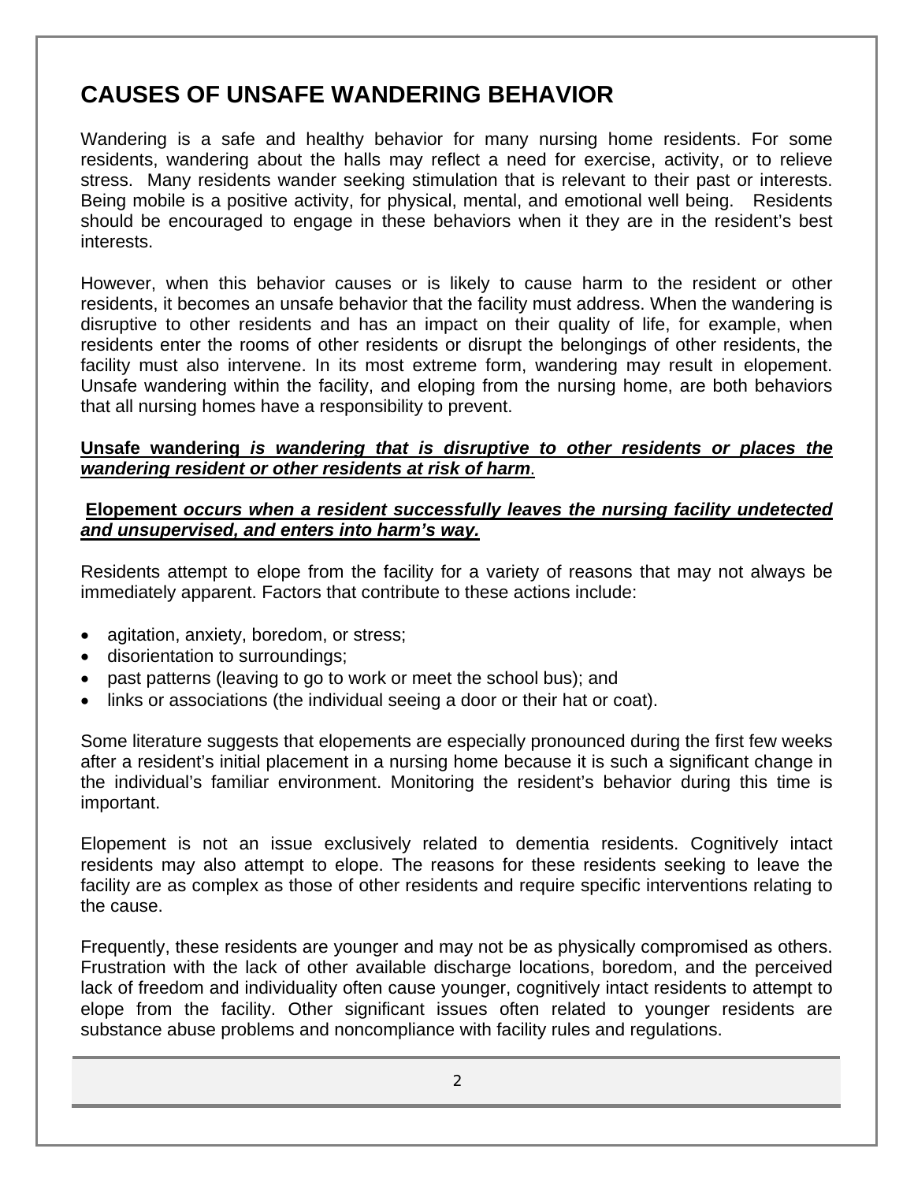# CAUSES OF UNSAFE WANDERING BEHAVIOR

Wandering is a safe and healthy behavior for many nursing home residents. For some residents, wandering about the halls may reflect a need for exercise, activity, or to relieve stress. Many residents wander seeking stimulation that is relevant to their past or interests. Being mobile is a positive activity, for physical, mental, and emotional well being. Residents should be encouraged to engage in these behaviors when it they are in the resident's best interests.

However, when this behavior causes or is likely to cause harm to the resident or other residents, it becomes an unsafe behavior that the facility must address. When the wandering is disruptive to other residents and has an impact on their quality of life, for example, when residents enter the rooms of other residents or disrupt the belongings of other residents, the facility must also intervene. In its most extreme form, wandering may result in elopement. Unsafe wandering within the facility, and eloping from the nursing home, are both behaviors that all nursing homes have a responsibility to prevent.

**Unsafe wandering** ***is wandering that is disruptive to other residents or places the wandering resident or other residents at risk of harm***.

**Elopement** ***occurs when a resident successfully leaves the nursing facility undetected and unsupervised, and enters into harm's way.***

Residents attempt to elope from the facility for a variety of reasons that may not always be immediately apparent. Factors that contribute to these actions include:

- agitation, anxiety, boredom, or stress;
- disorientation to surroundings;
- past patterns (leaving to go to work or meet the school bus); and
- links or associations (the individual seeing a door or their hat or coat).

Some literature suggests that elopements are especially pronounced during the first few weeks after a resident's initial placement in a nursing home because it is such a significant change in the individual's familiar environment. Monitoring the resident's behavior during this time is important.

Elopement is not an issue exclusively related to dementia residents. Cognitively intact residents may also attempt to elope. The reasons for these residents seeking to leave the facility are as complex as those of other residents and require specific interventions relating to the cause.

Frequently, these residents are younger and may not be as physically compromised as others. Frustration with the lack of other available discharge locations, boredom, and the perceived lack of freedom and individuality often cause younger, cognitively intact residents to attempt to elope from the facility. Other significant issues often related to younger residents are substance abuse problems and noncompliance with facility rules and regulations.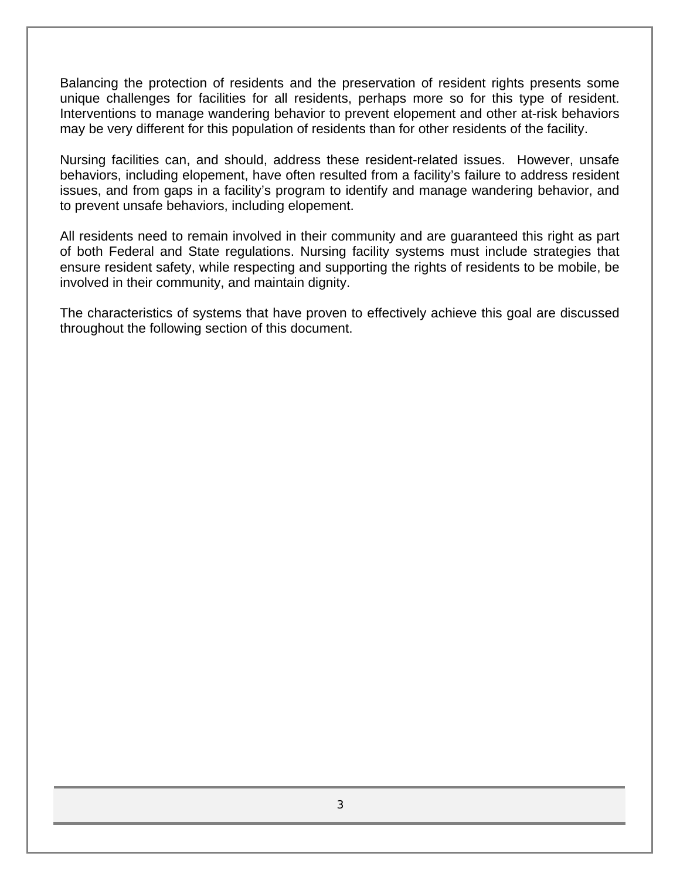Balancing the protection of residents and the preservation of resident rights presents some unique challenges for facilities for all residents, perhaps more so for this type of resident. Interventions to manage wandering behavior to prevent elopement and other at-risk behaviors may be very different for this population of residents than for other residents of the facility.

Nursing facilities can, and should, address these resident-related issues. However, unsafe behaviors, including elopement, have often resulted from a facility's failure to address resident issues, and from gaps in a facility's program to identify and manage wandering behavior, and to prevent unsafe behaviors, including elopement.

All residents need to remain involved in their community and are guaranteed this right as part of both Federal and State regulations. Nursing facility systems must include strategies that ensure resident safety, while respecting and supporting the rights of residents to be mobile, be involved in their community, and maintain dignity.

The characteristics of systems that have proven to effectively achieve this goal are discussed throughout the following section of this document.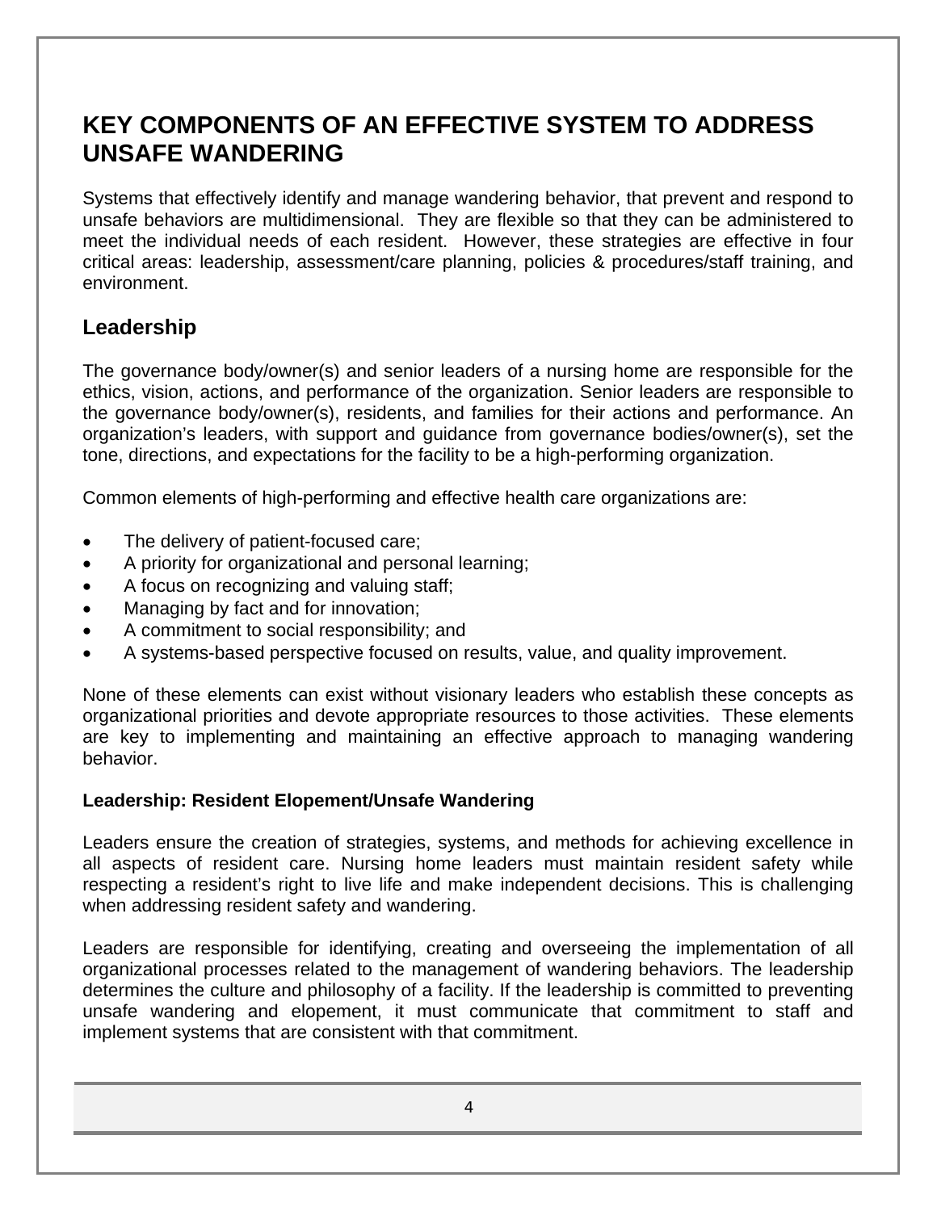# KEY COMPONENTS OF AN EFFECTIVE SYSTEM TO ADDRESS UNSAFE WANDERING

Systems that effectively identify and manage wandering behavior, that prevent and respond to unsafe behaviors are multidimensional. They are flexible so that they can be administered to meet the individual needs of each resident. However, these strategies are effective in four critical areas: leadership, assessment/care planning, policies & procedures/staff training, and environment.

## Leadership

The governance body/owner(s) and senior leaders of a nursing home are responsible for the ethics, vision, actions, and performance of the organization. Senior leaders are responsible to the governance body/owner(s), residents, and families for their actions and performance. An organization's leaders, with support and guidance from governance bodies/owner(s), set the tone, directions, and expectations for the facility to be a high-performing organization.

Common elements of high-performing and effective health care organizations are:

- The delivery of patient-focused care;
- A priority for organizational and personal learning;
- A focus on recognizing and valuing staff;
- Managing by fact and for innovation;
- A commitment to social responsibility; and
- A systems-based perspective focused on results, value, and quality improvement.

None of these elements can exist without visionary leaders who establish these concepts as organizational priorities and devote appropriate resources to those activities. These elements are key to implementing and maintaining an effective approach to managing wandering behavior.

### Leadership: Resident Elopement/Unsafe Wandering

Leaders ensure the creation of strategies, systems, and methods for achieving excellence in all aspects of resident care. Nursing home leaders must maintain resident safety while respecting a resident's right to live life and make independent decisions. This is challenging when addressing resident safety and wandering.

Leaders are responsible for identifying, creating and overseeing the implementation of all organizational processes related to the management of wandering behaviors. The leadership determines the culture and philosophy of a facility. If the leadership is committed to preventing unsafe wandering and elopement, it must communicate that commitment to staff and implement systems that are consistent with that commitment.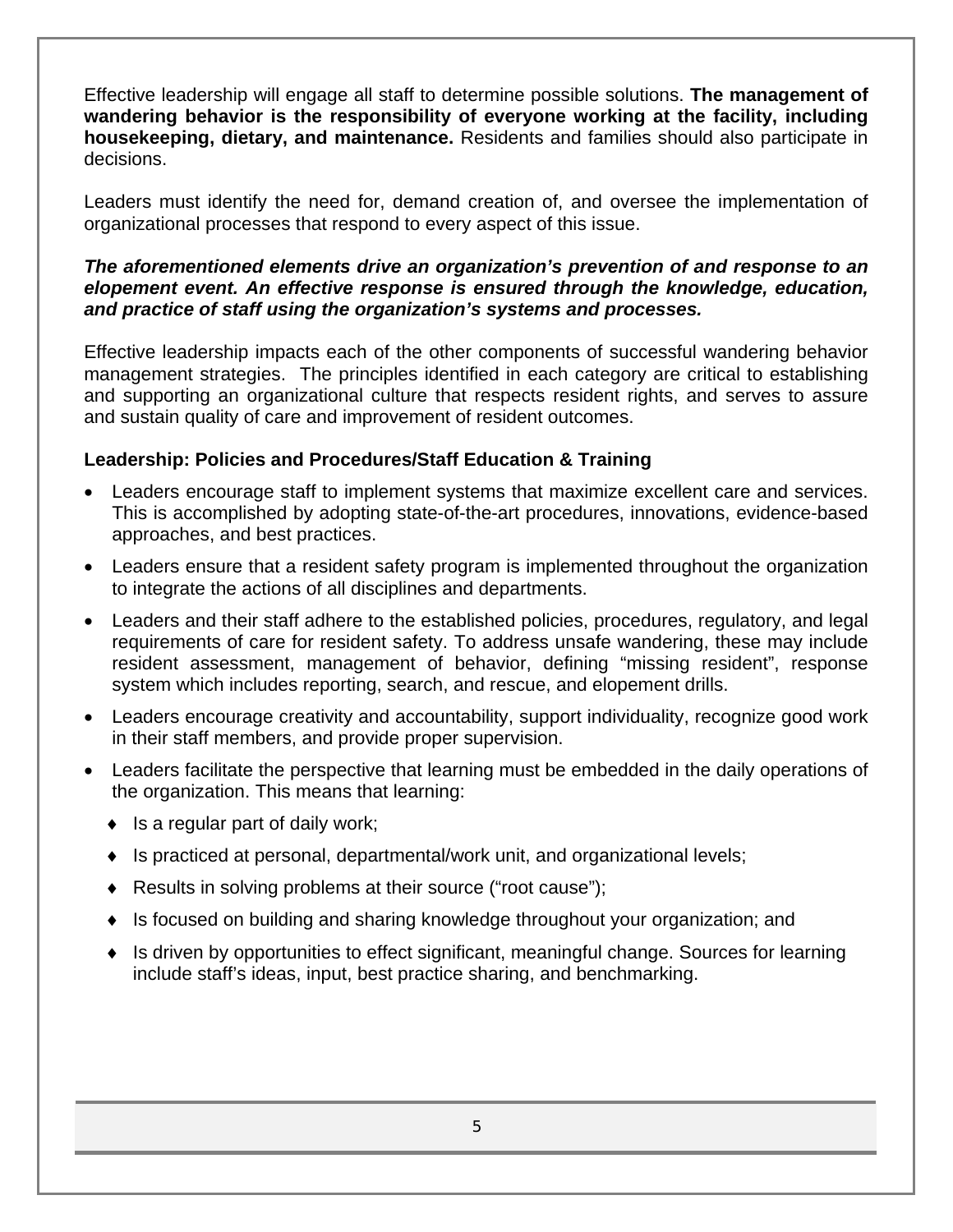Effective leadership will engage all staff to determine possible solutions. **The management of wandering behavior is the responsibility of everyone working at the facility, including housekeeping, dietary, and maintenance.** Residents and families should also participate in decisions.

Leaders must identify the need for, demand creation of, and oversee the implementation of organizational processes that respond to every aspect of this issue.

***The aforementioned elements drive an organization's prevention of and response to an elopement event. An effective response is ensured through the knowledge, education, and practice of staff using the organization's systems and processes.***

Effective leadership impacts each of the other components of successful wandering behavior management strategies. The principles identified in each category are critical to establishing and supporting an organizational culture that respects resident rights, and serves to assure and sustain quality of care and improvement of resident outcomes.

**Leadership: Policies and Procedures/Staff Education & Training**

- Leaders encourage staff to implement systems that maximize excellent care and services. This is accomplished by adopting state-of-the-art procedures, innovations, evidence-based approaches, and best practices.
- Leaders ensure that a resident safety program is implemented throughout the organization to integrate the actions of all disciplines and departments.
- Leaders and their staff adhere to the established policies, procedures, regulatory, and legal requirements of care for resident safety. To address unsafe wandering, these may include resident assessment, management of behavior, defining "missing resident", response system which includes reporting, search, and rescue, and elopement drills.
- Leaders encourage creativity and accountability, support individuality, recognize good work in their staff members, and provide proper supervision.
- Leaders facilitate the perspective that learning must be embedded in the daily operations of the organization. This means that learning:
  - Is a regular part of daily work;
  - Is practiced at personal, departmental/work unit, and organizational levels;
  - Results in solving problems at their source ("root cause");
  - Is focused on building and sharing knowledge throughout your organization; and
  - Is driven by opportunities to effect significant, meaningful change. Sources for learning include staff's ideas, input, best practice sharing, and benchmarking.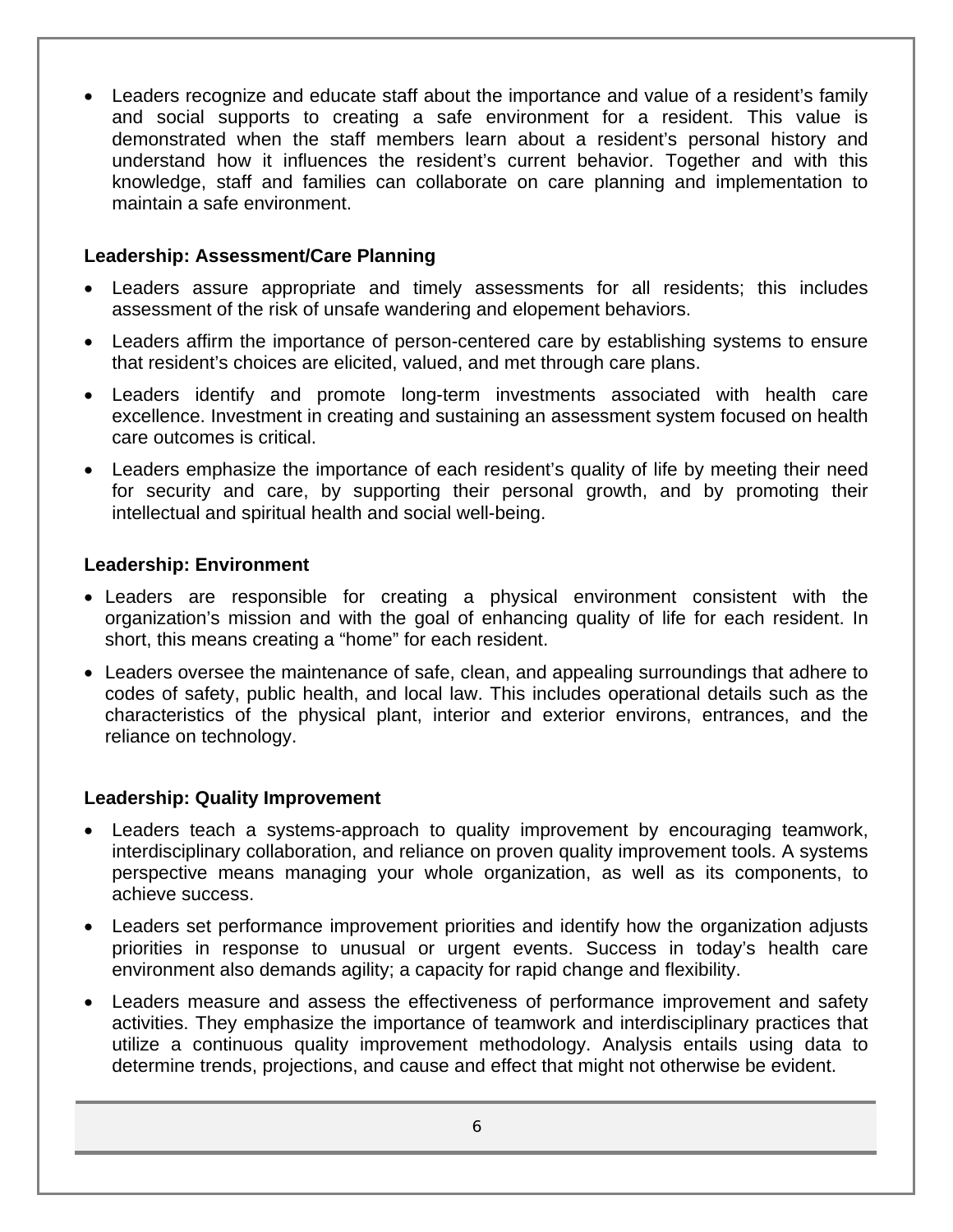- Leaders recognize and educate staff about the importance and value of a resident's family and social supports to creating a safe environment for a resident. This value is demonstrated when the staff members learn about a resident's personal history and understand how it influences the resident's current behavior. Together and with this knowledge, staff and families can collaborate on care planning and implementation to maintain a safe environment.

**Leadership: Assessment/Care Planning**

- Leaders assure appropriate and timely assessments for all residents; this includes assessment of the risk of unsafe wandering and elopement behaviors.
- Leaders affirm the importance of person-centered care by establishing systems to ensure that resident's choices are elicited, valued, and met through care plans.
- Leaders identify and promote long-term investments associated with health care excellence. Investment in creating and sustaining an assessment system focused on health care outcomes is critical.
- Leaders emphasize the importance of each resident's quality of life by meeting their need for security and care, by supporting their personal growth, and by promoting their intellectual and spiritual health and social well-being.

**Leadership: Environment**

- Leaders are responsible for creating a physical environment consistent with the organization's mission and with the goal of enhancing quality of life for each resident. In short, this means creating a "home" for each resident.
- Leaders oversee the maintenance of safe, clean, and appealing surroundings that adhere to codes of safety, public health, and local law. This includes operational details such as the characteristics of the physical plant, interior and exterior environs, entrances, and the reliance on technology.

**Leadership: Quality Improvement**

- Leaders teach a systems-approach to quality improvement by encouraging teamwork, interdisciplinary collaboration, and reliance on proven quality improvement tools. A systems perspective means managing your whole organization, as well as its components, to achieve success.
- Leaders set performance improvement priorities and identify how the organization adjusts priorities in response to unusual or urgent events. Success in today's health care environment also demands agility; a capacity for rapid change and flexibility.
- Leaders measure and assess the effectiveness of performance improvement and safety activities. They emphasize the importance of teamwork and interdisciplinary practices that utilize a continuous quality improvement methodology. Analysis entails using data to determine trends, projections, and cause and effect that might not otherwise be evident.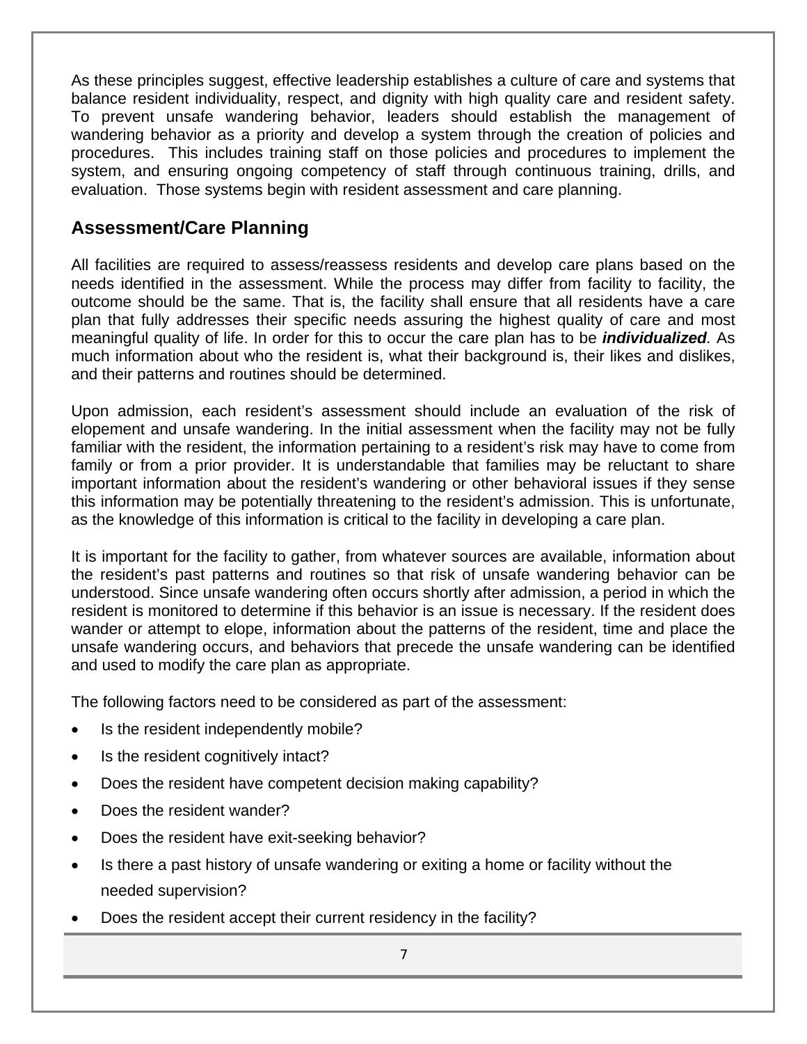As these principles suggest, effective leadership establishes a culture of care and systems that balance resident individuality, respect, and dignity with high quality care and resident safety. To prevent unsafe wandering behavior, leaders should establish the management of wandering behavior as a priority and develop a system through the creation of policies and procedures. This includes training staff on those policies and procedures to implement the system, and ensuring ongoing competency of staff through continuous training, drills, and evaluation. Those systems begin with resident assessment and care planning.

## Assessment/Care Planning

All facilities are required to assess/reassess residents and develop care plans based on the needs identified in the assessment. While the process may differ from facility to facility, the outcome should be the same. That is, the facility shall ensure that all residents have a care plan that fully addresses their specific needs assuring the highest quality of care and most meaningful quality of life. In order for this to occur the care plan has to be ***individualized***. As much information about who the resident is, what their background is, their likes and dislikes, and their patterns and routines should be determined.

Upon admission, each resident's assessment should include an evaluation of the risk of elopement and unsafe wandering. In the initial assessment when the facility may not be fully familiar with the resident, the information pertaining to a resident's risk may have to come from family or from a prior provider. It is understandable that families may be reluctant to share important information about the resident's wandering or other behavioral issues if they sense this information may be potentially threatening to the resident's admission. This is unfortunate, as the knowledge of this information is critical to the facility in developing a care plan.

It is important for the facility to gather, from whatever sources are available, information about the resident's past patterns and routines so that risk of unsafe wandering behavior can be understood. Since unsafe wandering often occurs shortly after admission, a period in which the resident is monitored to determine if this behavior is an issue is necessary. If the resident does wander or attempt to elope, information about the patterns of the resident, time and place the unsafe wandering occurs, and behaviors that precede the unsafe wandering can be identified and used to modify the care plan as appropriate.

The following factors need to be considered as part of the assessment:

- Is the resident independently mobile?
- Is the resident cognitively intact?
- Does the resident have competent decision making capability?
- Does the resident wander?
- Does the resident have exit-seeking behavior?
- Is there a past history of unsafe wandering or exiting a home or facility without the needed supervision?
- Does the resident accept their current residency in the facility?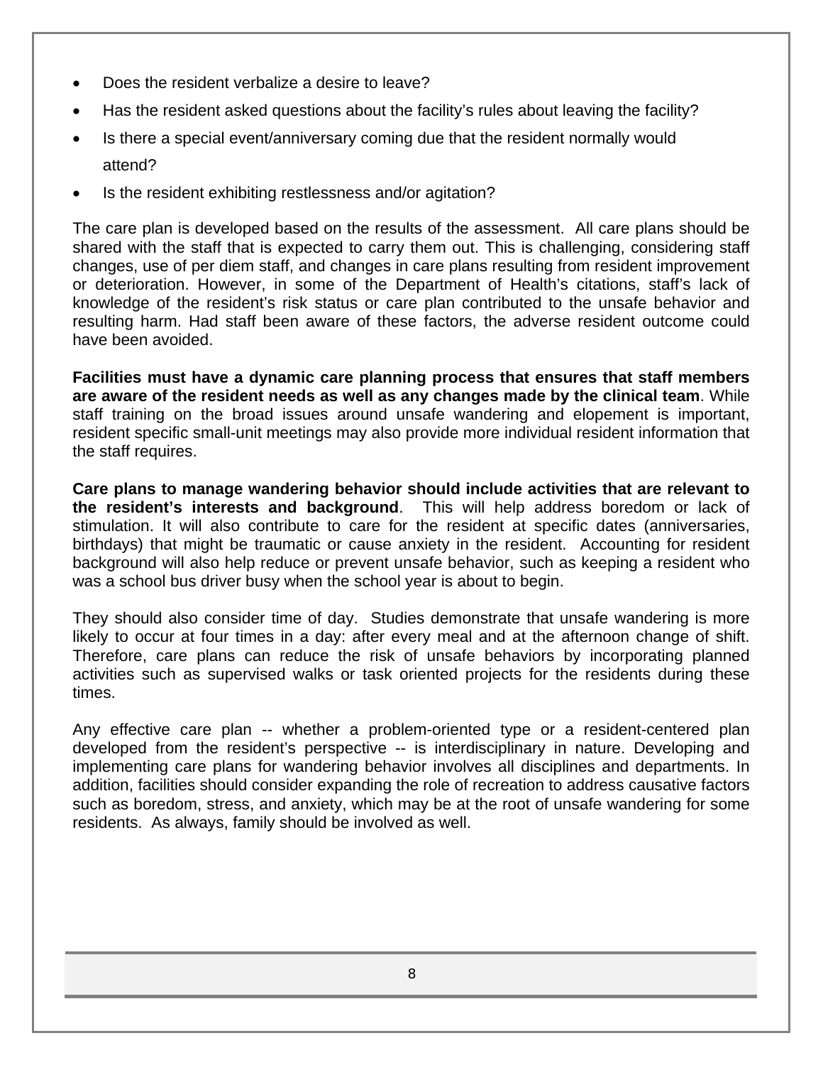- Does the resident verbalize a desire to leave?
- Has the resident asked questions about the facility's rules about leaving the facility?
- Is there a special event/anniversary coming due that the resident normally would attend?
- Is the resident exhibiting restlessness and/or agitation?

The care plan is developed based on the results of the assessment. All care plans should be shared with the staff that is expected to carry them out. This is challenging, considering staff changes, use of per diem staff, and changes in care plans resulting from resident improvement or deterioration. However, in some of the Department of Health's citations, staff's lack of knowledge of the resident's risk status or care plan contributed to the unsafe behavior and resulting harm. Had staff been aware of these factors, the adverse resident outcome could have been avoided.

**Facilities must have a dynamic care planning process that ensures that staff members are aware of the resident needs as well as any changes made by the clinical team**. While staff training on the broad issues around unsafe wandering and elopement is important, resident specific small-unit meetings may also provide more individual resident information that the staff requires.

**Care plans to manage wandering behavior should include activities that are relevant to the resident's interests and background**. This will help address boredom or lack of stimulation. It will also contribute to care for the resident at specific dates (anniversaries, birthdays) that might be traumatic or cause anxiety in the resident. Accounting for resident background will also help reduce or prevent unsafe behavior, such as keeping a resident who was a school bus driver busy when the school year is about to begin.

They should also consider time of day. Studies demonstrate that unsafe wandering is more likely to occur at four times in a day: after every meal and at the afternoon change of shift. Therefore, care plans can reduce the risk of unsafe behaviors by incorporating planned activities such as supervised walks or task oriented projects for the residents during these times.

Any effective care plan -- whether a problem-oriented type or a resident-centered plan developed from the resident's perspective -- is interdisciplinary in nature. Developing and implementing care plans for wandering behavior involves all disciplines and departments. In addition, facilities should consider expanding the role of recreation to address causative factors such as boredom, stress, and anxiety, which may be at the root of unsafe wandering for some residents. As always, family should be involved as well.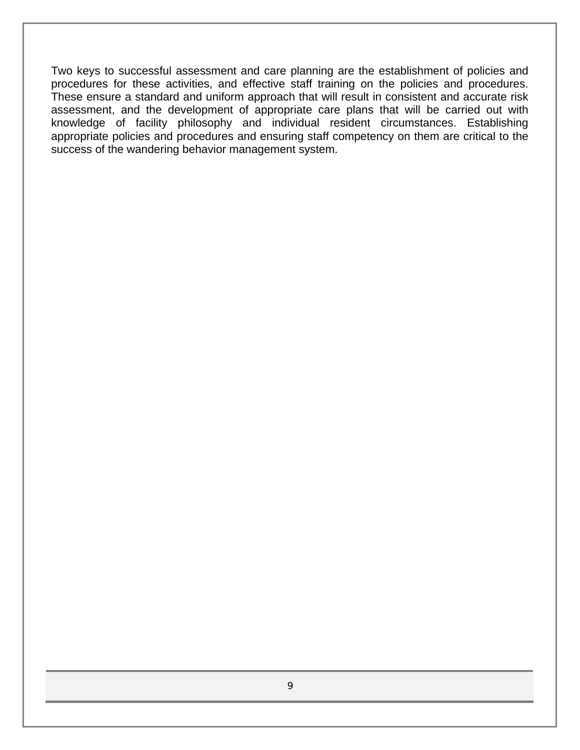Two keys to successful assessment and care planning are the establishment of policies and procedures for these activities, and effective staff training on the policies and procedures. These ensure a standard and uniform approach that will result in consistent and accurate risk assessment, and the development of appropriate care plans that will be carried out with knowledge of facility philosophy and individual resident circumstances. Establishing appropriate policies and procedures and ensuring staff competency on them are critical to the success of the wandering behavior management system.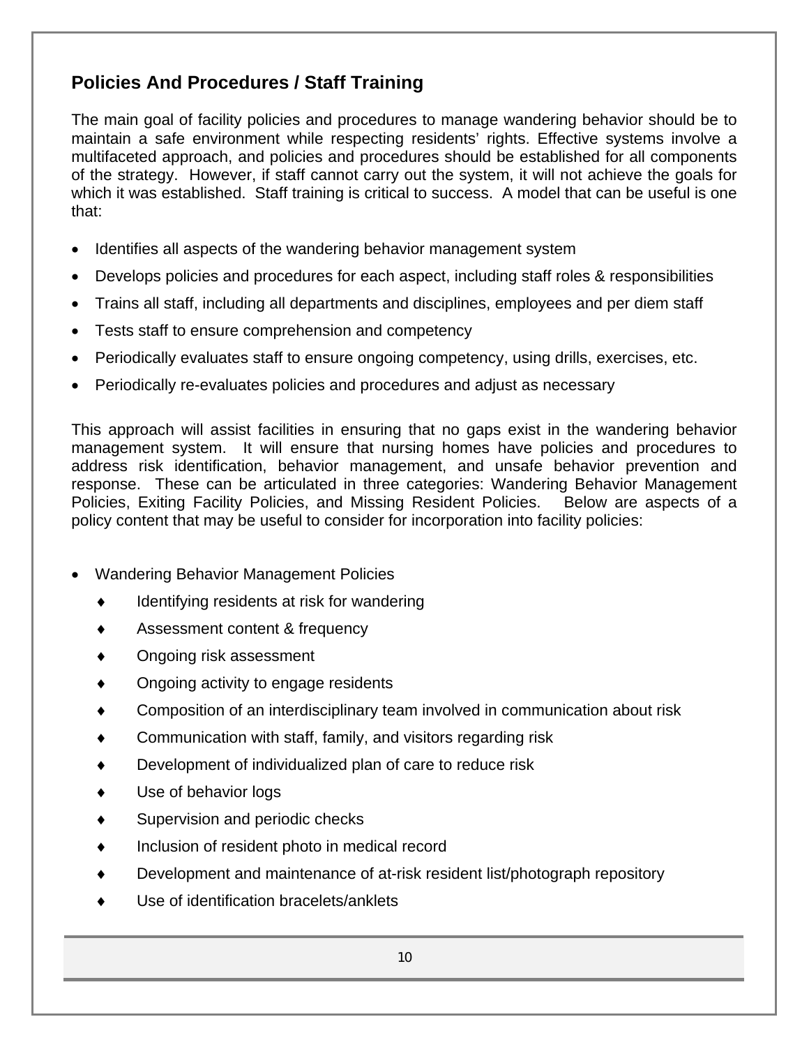## Policies And Procedures / Staff Training

The main goal of facility policies and procedures to manage wandering behavior should be to maintain a safe environment while respecting residents' rights. Effective systems involve a multifaceted approach, and policies and procedures should be established for all components of the strategy. However, if staff cannot carry out the system, it will not achieve the goals for which it was established. Staff training is critical to success. A model that can be useful is one that:

- Identifies all aspects of the wandering behavior management system
- Develops policies and procedures for each aspect, including staff roles & responsibilities
- Trains all staff, including all departments and disciplines, employees and per diem staff
- Tests staff to ensure comprehension and competency
- Periodically evaluates staff to ensure ongoing competency, using drills, exercises, etc.
- Periodically re-evaluates policies and procedures and adjust as necessary

This approach will assist facilities in ensuring that no gaps exist in the wandering behavior management system. It will ensure that nursing homes have policies and procedures to address risk identification, behavior management, and unsafe behavior prevention and response. These can be articulated in three categories: Wandering Behavior Management Policies, Exiting Facility Policies, and Missing Resident Policies. Below are aspects of a policy content that may be useful to consider for incorporation into facility policies:

- Wandering Behavior Management Policies
  - Identifying residents at risk for wandering
  - Assessment content & frequency
  - Ongoing risk assessment
  - Ongoing activity to engage residents
  - Composition of an interdisciplinary team involved in communication about risk
  - Communication with staff, family, and visitors regarding risk
  - Development of individualized plan of care to reduce risk
  - Use of behavior logs
  - Supervision and periodic checks
  - Inclusion of resident photo in medical record
  - Development and maintenance of at-risk resident list/photograph repository
  - Use of identification bracelets/anklets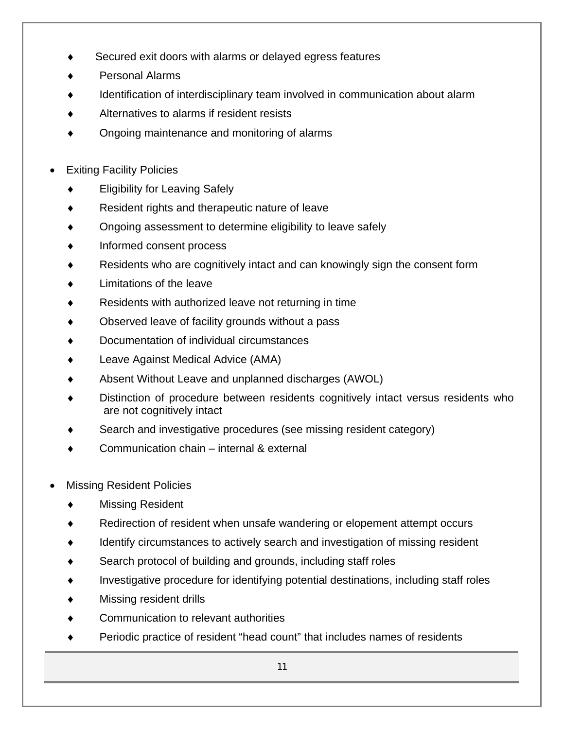- Secured exit doors with alarms or delayed egress features
  - Personal Alarms
  - Identification of interdisciplinary team involved in communication about alarm
  - Alternatives to alarms if resident resists
  - Ongoing maintenance and monitoring of alarms

- Exiting Facility Policies
  - Eligibility for Leaving Safely
  - Resident rights and therapeutic nature of leave
  - Ongoing assessment to determine eligibility to leave safely
  - Informed consent process
  - Residents who are cognitively intact and can knowingly sign the consent form
  - Limitations of the leave
  - Residents with authorized leave not returning in time
  - Observed leave of facility grounds without a pass
  - Documentation of individual circumstances
  - Leave Against Medical Advice (AMA)
  - Absent Without Leave and unplanned discharges (AWOL)
  - Distinction of procedure between residents cognitively intact versus residents who are not cognitively intact
  - Search and investigative procedures (see missing resident category)
  - Communication chain – internal & external

- Missing Resident Policies
  - Missing Resident
  - Redirection of resident when unsafe wandering or elopement attempt occurs
  - Identify circumstances to actively search and investigation of missing resident
  - Search protocol of building and grounds, including staff roles
  - Investigative procedure for identifying potential destinations, including staff roles
  - Missing resident drills
  - Communication to relevant authorities
  - Periodic practice of resident "head count" that includes names of residents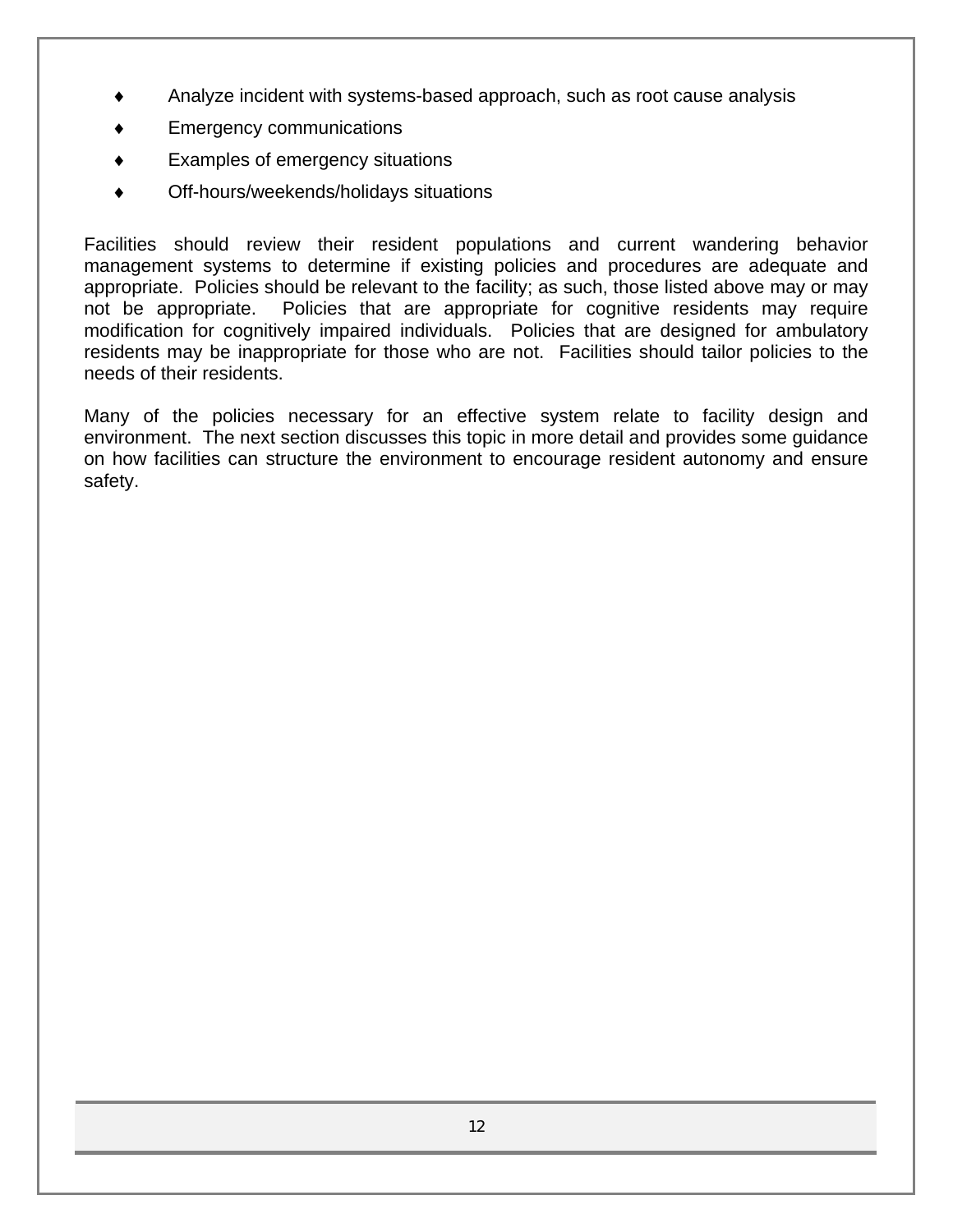- Analyze incident with systems-based approach, such as root cause analysis
- Emergency communications
- Examples of emergency situations
- Off-hours/weekends/holidays situations

Facilities should review their resident populations and current wandering behavior management systems to determine if existing policies and procedures are adequate and appropriate. Policies should be relevant to the facility; as such, those listed above may or may not be appropriate. Policies that are appropriate for cognitive residents may require modification for cognitively impaired individuals. Policies that are designed for ambulatory residents may be inappropriate for those who are not. Facilities should tailor policies to the needs of their residents.

Many of the policies necessary for an effective system relate to facility design and environment. The next section discusses this topic in more detail and provides some guidance on how facilities can structure the environment to encourage resident autonomy and ensure safety.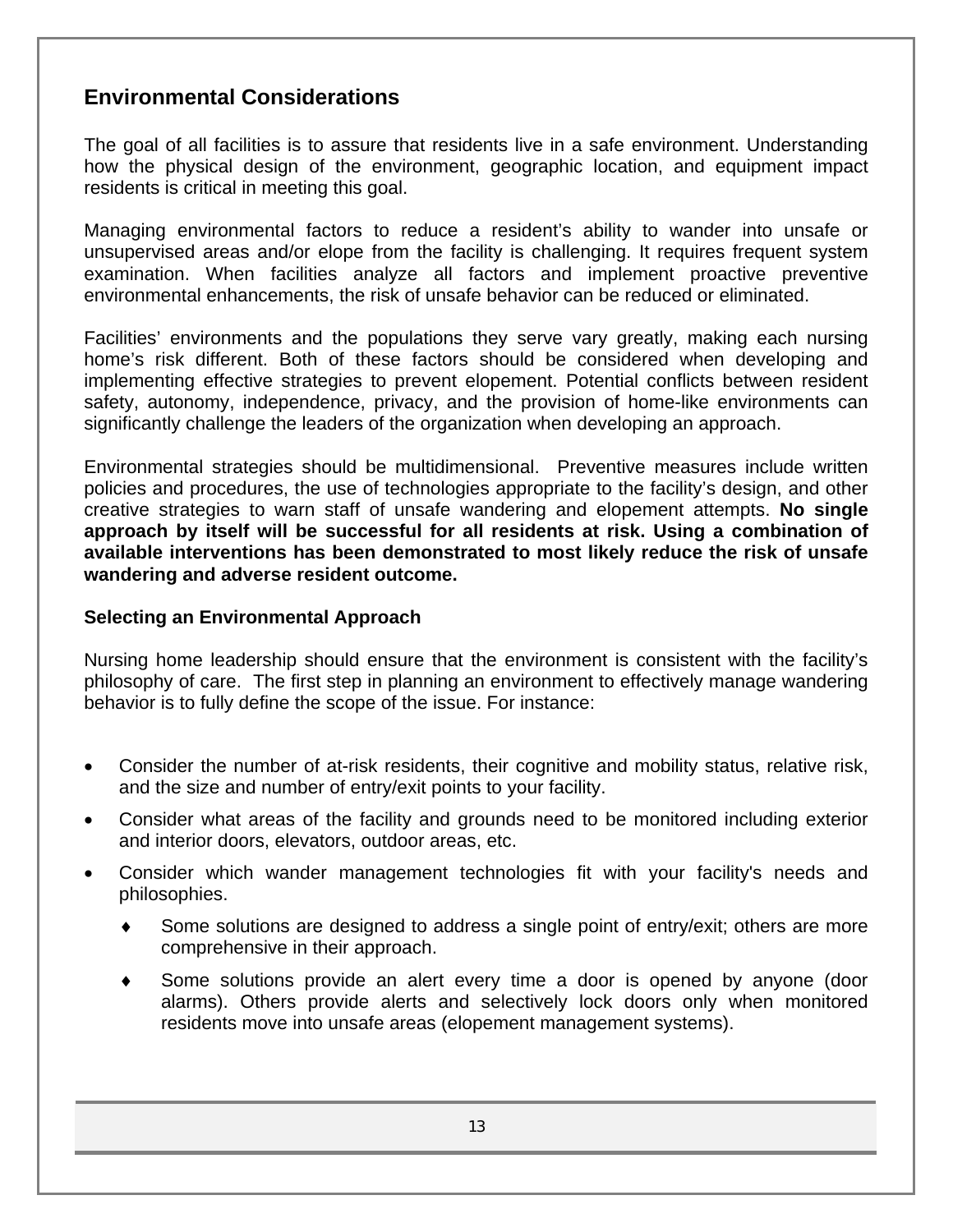## Environmental Considerations

The goal of all facilities is to assure that residents live in a safe environment. Understanding how the physical design of the environment, geographic location, and equipment impact residents is critical in meeting this goal.

Managing environmental factors to reduce a resident's ability to wander into unsafe or unsupervised areas and/or elope from the facility is challenging. It requires frequent system examination. When facilities analyze all factors and implement proactive preventive environmental enhancements, the risk of unsafe behavior can be reduced or eliminated.

Facilities' environments and the populations they serve vary greatly, making each nursing home's risk different. Both of these factors should be considered when developing and implementing effective strategies to prevent elopement. Potential conflicts between resident safety, autonomy, independence, privacy, and the provision of home-like environments can significantly challenge the leaders of the organization when developing an approach.

Environmental strategies should be multidimensional. Preventive measures include written policies and procedures, the use of technologies appropriate to the facility's design, and other creative strategies to warn staff of unsafe wandering and elopement attempts. **No single approach by itself will be successful for all residents at risk. Using a combination of available interventions has been demonstrated to most likely reduce the risk of unsafe wandering and adverse resident outcome.**

### Selecting an Environmental Approach

Nursing home leadership should ensure that the environment is consistent with the facility's philosophy of care. The first step in planning an environment to effectively manage wandering behavior is to fully define the scope of the issue. For instance:

- Consider the number of at-risk residents, their cognitive and mobility status, relative risk, and the size and number of entry/exit points to your facility.
- Consider what areas of the facility and grounds need to be monitored including exterior and interior doors, elevators, outdoor areas, etc.
- Consider which wander management technologies fit with your facility's needs and philosophies.
  - Some solutions are designed to address a single point of entry/exit; others are more comprehensive in their approach.
  - Some solutions provide an alert every time a door is opened by anyone (door alarms). Others provide alerts and selectively lock doors only when monitored residents move into unsafe areas (elopement management systems).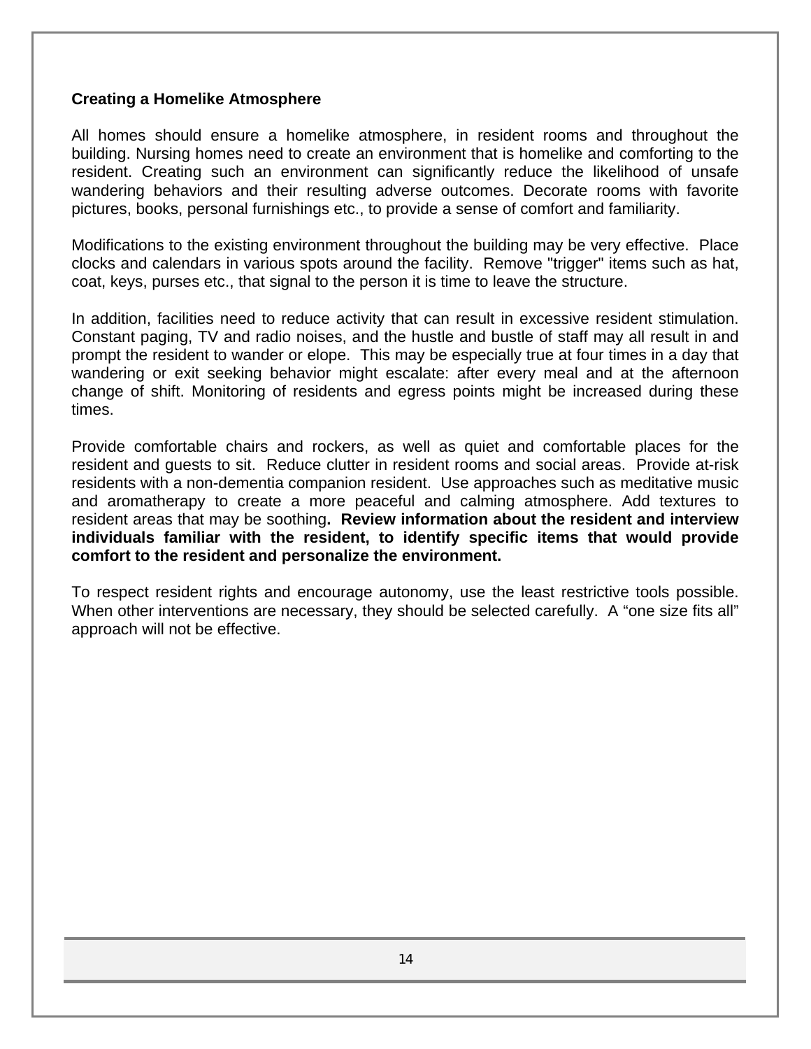**Creating a Homelike Atmosphere**

All homes should ensure a homelike atmosphere, in resident rooms and throughout the building. Nursing homes need to create an environment that is homelike and comforting to the resident. Creating such an environment can significantly reduce the likelihood of unsafe wandering behaviors and their resulting adverse outcomes. Decorate rooms with favorite pictures, books, personal furnishings etc., to provide a sense of comfort and familiarity.

Modifications to the existing environment throughout the building may be very effective. Place clocks and calendars in various spots around the facility. Remove "trigger" items such as hat, coat, keys, purses etc., that signal to the person it is time to leave the structure.

In addition, facilities need to reduce activity that can result in excessive resident stimulation. Constant paging, TV and radio noises, and the hustle and bustle of staff may all result in and prompt the resident to wander or elope. This may be especially true at four times in a day that wandering or exit seeking behavior might escalate: after every meal and at the afternoon change of shift. Monitoring of residents and egress points might be increased during these times.

Provide comfortable chairs and rockers, as well as quiet and comfortable places for the resident and guests to sit. Reduce clutter in resident rooms and social areas. Provide at-risk residents with a non-dementia companion resident. Use approaches such as meditative music and aromatherapy to create a more peaceful and calming atmosphere. Add textures to resident areas that may be soothing**. Review information about the resident and interview individuals familiar with the resident, to identify specific items that would provide comfort to the resident and personalize the environment.**

To respect resident rights and encourage autonomy, use the least restrictive tools possible. When other interventions are necessary, they should be selected carefully. A "one size fits all" approach will not be effective.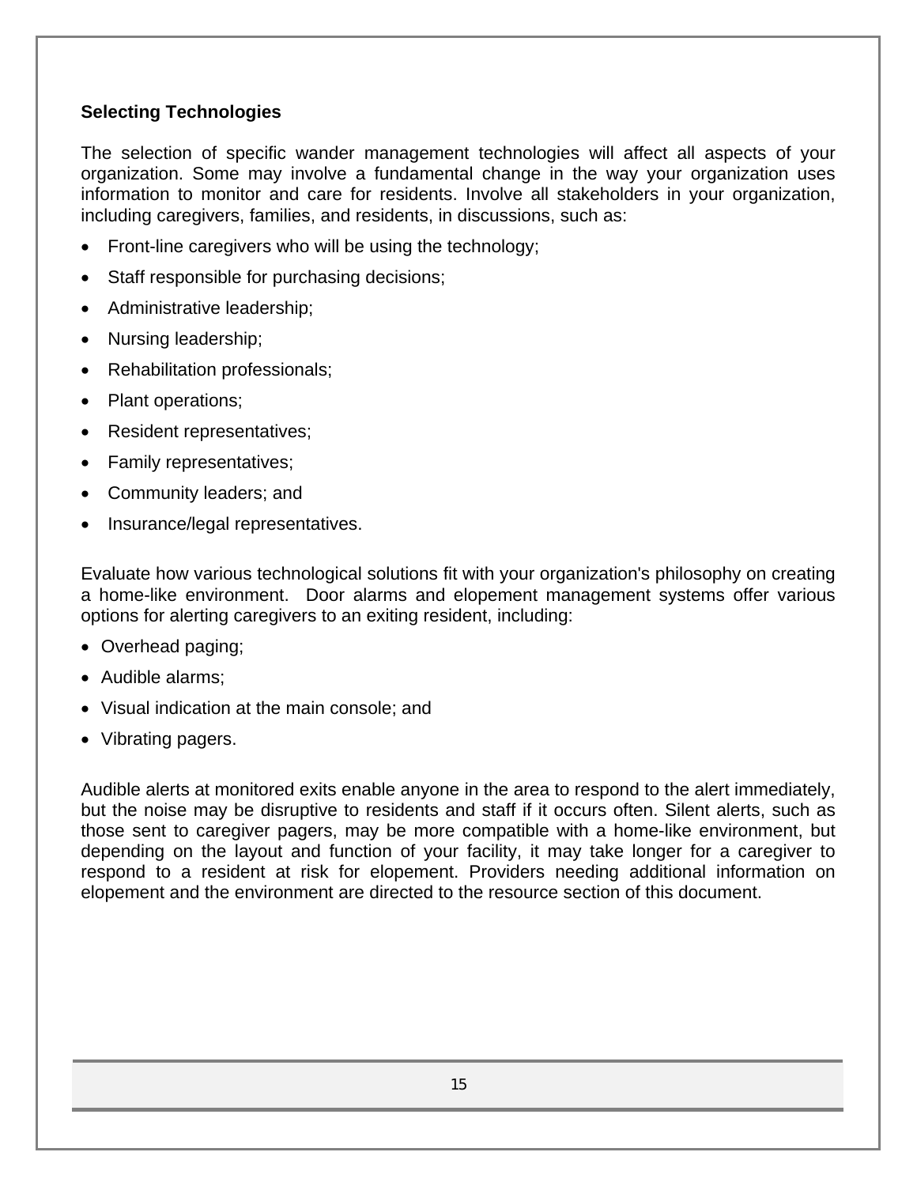### Selecting Technologies

The selection of specific wander management technologies will affect all aspects of your organization. Some may involve a fundamental change in the way your organization uses information to monitor and care for residents. Involve all stakeholders in your organization, including caregivers, families, and residents, in discussions, such as:

- Front-line caregivers who will be using the technology;
- Staff responsible for purchasing decisions;
- Administrative leadership;
- Nursing leadership;
- Rehabilitation professionals;
- Plant operations;
- Resident representatives;
- Family representatives;
- Community leaders; and
- Insurance/legal representatives.

Evaluate how various technological solutions fit with your organization's philosophy on creating a home-like environment. Door alarms and elopement management systems offer various options for alerting caregivers to an exiting resident, including:

- Overhead paging;
- Audible alarms;
- Visual indication at the main console; and
- Vibrating pagers.

Audible alerts at monitored exits enable anyone in the area to respond to the alert immediately, but the noise may be disruptive to residents and staff if it occurs often. Silent alerts, such as those sent to caregiver pagers, may be more compatible with a home-like environment, but depending on the layout and function of your facility, it may take longer for a caregiver to respond to a resident at risk for elopement. Providers needing additional information on elopement and the environment are directed to the resource section of this document.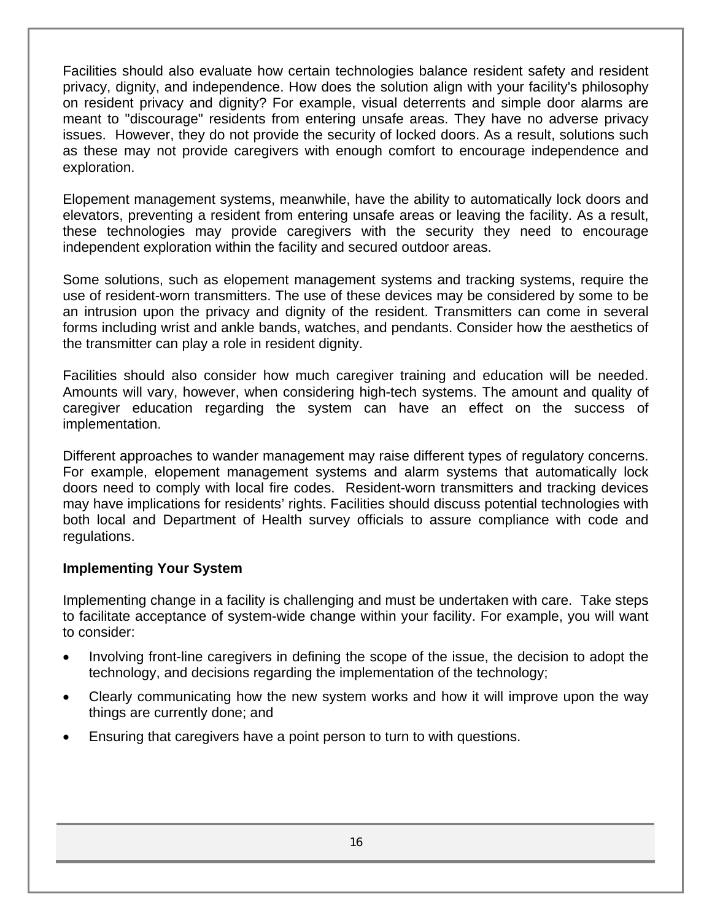Facilities should also evaluate how certain technologies balance resident safety and resident privacy, dignity, and independence. How does the solution align with your facility's philosophy on resident privacy and dignity? For example, visual deterrents and simple door alarms are meant to "discourage" residents from entering unsafe areas. They have no adverse privacy issues. However, they do not provide the security of locked doors. As a result, solutions such as these may not provide caregivers with enough comfort to encourage independence and exploration.

Elopement management systems, meanwhile, have the ability to automatically lock doors and elevators, preventing a resident from entering unsafe areas or leaving the facility. As a result, these technologies may provide caregivers with the security they need to encourage independent exploration within the facility and secured outdoor areas.

Some solutions, such as elopement management systems and tracking systems, require the use of resident-worn transmitters. The use of these devices may be considered by some to be an intrusion upon the privacy and dignity of the resident. Transmitters can come in several forms including wrist and ankle bands, watches, and pendants. Consider how the aesthetics of the transmitter can play a role in resident dignity.

Facilities should also consider how much caregiver training and education will be needed. Amounts will vary, however, when considering high-tech systems. The amount and quality of caregiver education regarding the system can have an effect on the success of implementation.

Different approaches to wander management may raise different types of regulatory concerns. For example, elopement management systems and alarm systems that automatically lock doors need to comply with local fire codes. Resident-worn transmitters and tracking devices may have implications for residents' rights. Facilities should discuss potential technologies with both local and Department of Health survey officials to assure compliance with code and regulations.

**Implementing Your System**

Implementing change in a facility is challenging and must be undertaken with care. Take steps to facilitate acceptance of system-wide change within your facility. For example, you will want to consider:

- Involving front-line caregivers in defining the scope of the issue, the decision to adopt the technology, and decisions regarding the implementation of the technology;
- Clearly communicating how the new system works and how it will improve upon the way things are currently done; and
- Ensuring that caregivers have a point person to turn to with questions.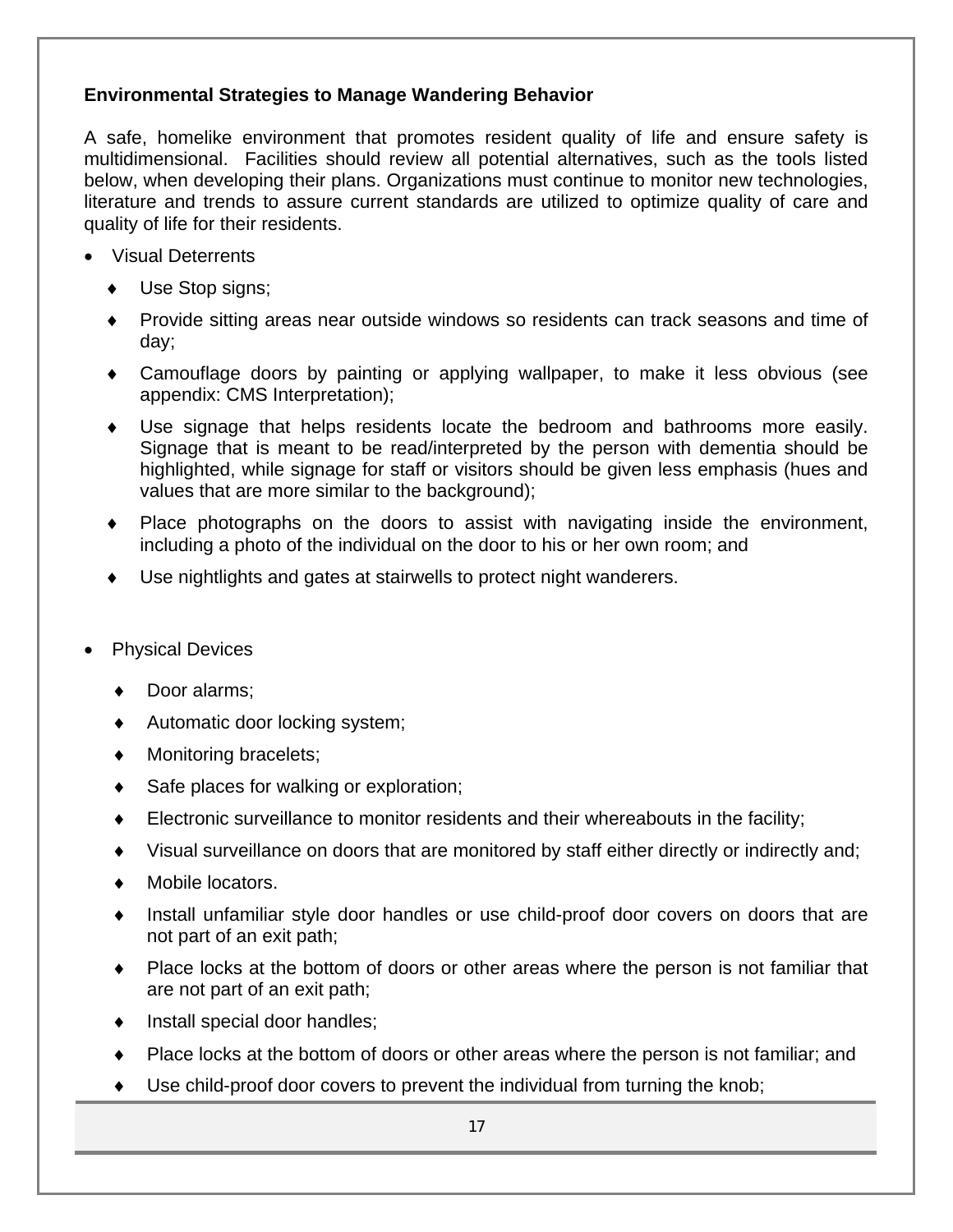**Environmental Strategies to Manage Wandering Behavior**

A safe, homelike environment that promotes resident quality of life and ensure safety is multidimensional. Facilities should review all potential alternatives, such as the tools listed below, when developing their plans. Organizations must continue to monitor new technologies, literature and trends to assure current standards are utilized to optimize quality of care and quality of life for their residents.

- Visual Deterrents
    - Use Stop signs;
    - Provide sitting areas near outside windows so residents can track seasons and time of day;
    - Camouflage doors by painting or applying wallpaper, to make it less obvious (see appendix: CMS Interpretation);
    - Use signage that helps residents locate the bedroom and bathrooms more easily. Signage that is meant to be read/interpreted by the person with dementia should be highlighted, while signage for staff or visitors should be given less emphasis (hues and values that are more similar to the background);
    - Place photographs on the doors to assist with navigating inside the environment, including a photo of the individual on the door to his or her own room; and
    - Use nightlights and gates at stairwells to protect night wanderers.

- Physical Devices
    - Door alarms;
    - Automatic door locking system;
    - Monitoring bracelets;
    - Safe places for walking or exploration;
    - Electronic surveillance to monitor residents and their whereabouts in the facility;
    - Visual surveillance on doors that are monitored by staff either directly or indirectly and;
    - Mobile locators.
    - Install unfamiliar style door handles or use child-proof door covers on doors that are not part of an exit path;
    - Place locks at the bottom of doors or other areas where the person is not familiar that are not part of an exit path;
    - Install special door handles;
    - Place locks at the bottom of doors or other areas where the person is not familiar; and
    - Use child-proof door covers to prevent the individual from turning the knob;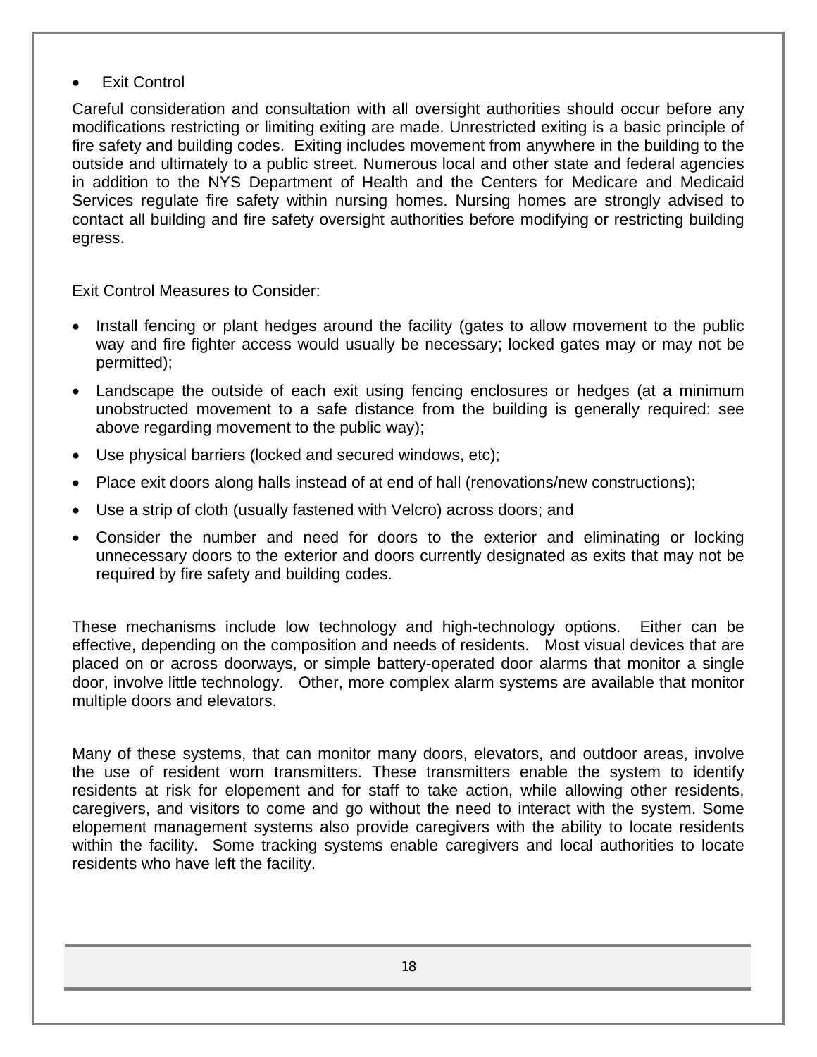- Exit Control

Careful consideration and consultation with all oversight authorities should occur before any modifications restricting or limiting exiting are made. Unrestricted exiting is a basic principle of fire safety and building codes. Exiting includes movement from anywhere in the building to the outside and ultimately to a public street. Numerous local and other state and federal agencies in addition to the NYS Department of Health and the Centers for Medicare and Medicaid Services regulate fire safety within nursing homes. Nursing homes are strongly advised to contact all building and fire safety oversight authorities before modifying or restricting building egress.

Exit Control Measures to Consider:

- Install fencing or plant hedges around the facility (gates to allow movement to the public way and fire fighter access would usually be necessary; locked gates may or may not be permitted);
- Landscape the outside of each exit using fencing enclosures or hedges (at a minimum unobstructed movement to a safe distance from the building is generally required: see above regarding movement to the public way);
- Use physical barriers (locked and secured windows, etc);
- Place exit doors along halls instead of at end of hall (renovations/new constructions);
- Use a strip of cloth (usually fastened with Velcro) across doors; and
- Consider the number and need for doors to the exterior and eliminating or locking unnecessary doors to the exterior and doors currently designated as exits that may not be required by fire safety and building codes.

These mechanisms include low technology and high-technology options. Either can be effective, depending on the composition and needs of residents. Most visual devices that are placed on or across doorways, or simple battery-operated door alarms that monitor a single door, involve little technology. Other, more complex alarm systems are available that monitor multiple doors and elevators.

Many of these systems, that can monitor many doors, elevators, and outdoor areas, involve the use of resident worn transmitters. These transmitters enable the system to identify residents at risk for elopement and for staff to take action, while allowing other residents, caregivers, and visitors to come and go without the need to interact with the system. Some elopement management systems also provide caregivers with the ability to locate residents within the facility. Some tracking systems enable caregivers and local authorities to locate residents who have left the facility.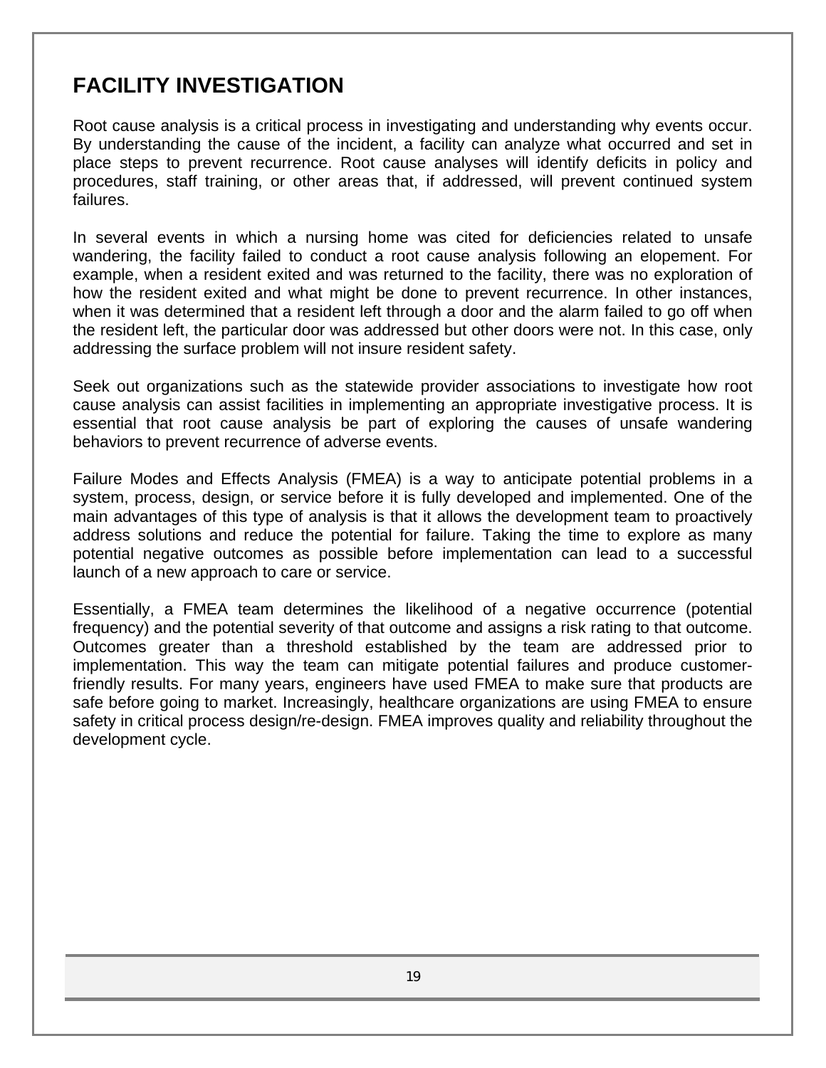## FACILITY INVESTIGATION

Root cause analysis is a critical process in investigating and understanding why events occur. By understanding the cause of the incident, a facility can analyze what occurred and set in place steps to prevent recurrence. Root cause analyses will identify deficits in policy and procedures, staff training, or other areas that, if addressed, will prevent continued system failures.

In several events in which a nursing home was cited for deficiencies related to unsafe wandering, the facility failed to conduct a root cause analysis following an elopement. For example, when a resident exited and was returned to the facility, there was no exploration of how the resident exited and what might be done to prevent recurrence. In other instances, when it was determined that a resident left through a door and the alarm failed to go off when the resident left, the particular door was addressed but other doors were not. In this case, only addressing the surface problem will not insure resident safety.

Seek out organizations such as the statewide provider associations to investigate how root cause analysis can assist facilities in implementing an appropriate investigative process. It is essential that root cause analysis be part of exploring the causes of unsafe wandering behaviors to prevent recurrence of adverse events.

Failure Modes and Effects Analysis (FMEA) is a way to anticipate potential problems in a system, process, design, or service before it is fully developed and implemented. One of the main advantages of this type of analysis is that it allows the development team to proactively address solutions and reduce the potential for failure. Taking the time to explore as many potential negative outcomes as possible before implementation can lead to a successful launch of a new approach to care or service.

Essentially, a FMEA team determines the likelihood of a negative occurrence (potential frequency) and the potential severity of that outcome and assigns a risk rating to that outcome. Outcomes greater than a threshold established by the team are addressed prior to implementation. This way the team can mitigate potential failures and produce customer-friendly results. For many years, engineers have used FMEA to make sure that products are safe before going to market. Increasingly, healthcare organizations are using FMEA to ensure safety in critical process design/re-design. FMEA improves quality and reliability throughout the development cycle.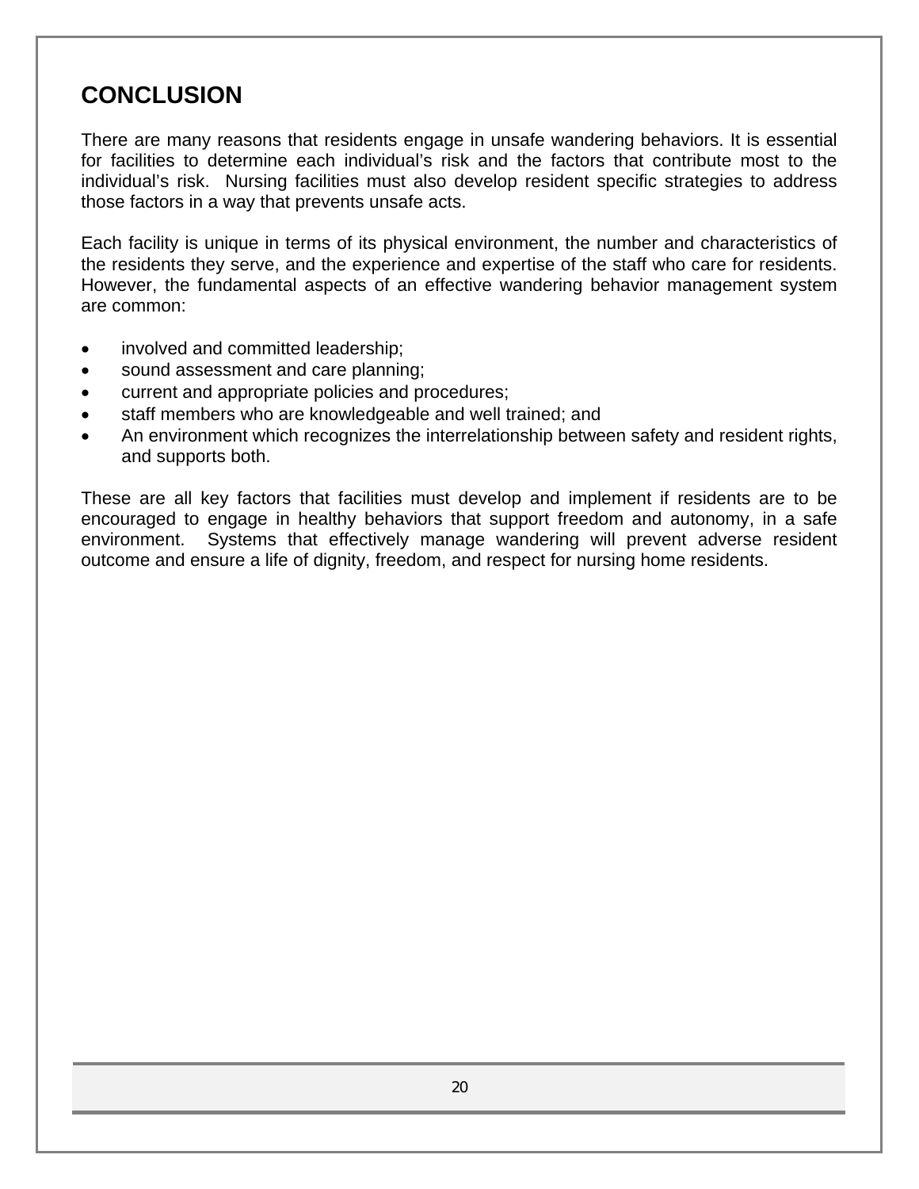# CONCLUSION

There are many reasons that residents engage in unsafe wandering behaviors. It is essential for facilities to determine each individual's risk and the factors that contribute most to the individual's risk. Nursing facilities must also develop resident specific strategies to address those factors in a way that prevents unsafe acts.

Each facility is unique in terms of its physical environment, the number and characteristics of the residents they serve, and the experience and expertise of the staff who care for residents. However, the fundamental aspects of an effective wandering behavior management system are common:

- involved and committed leadership;
- sound assessment and care planning;
- current and appropriate policies and procedures;
- staff members who are knowledgeable and well trained; and
- An environment which recognizes the interrelationship between safety and resident rights, and supports both.

These are all key factors that facilities must develop and implement if residents are to be encouraged to engage in healthy behaviors that support freedom and autonomy, in a safe environment. Systems that effectively manage wandering will prevent adverse resident outcome and ensure a life of dignity, freedom, and respect for nursing home residents.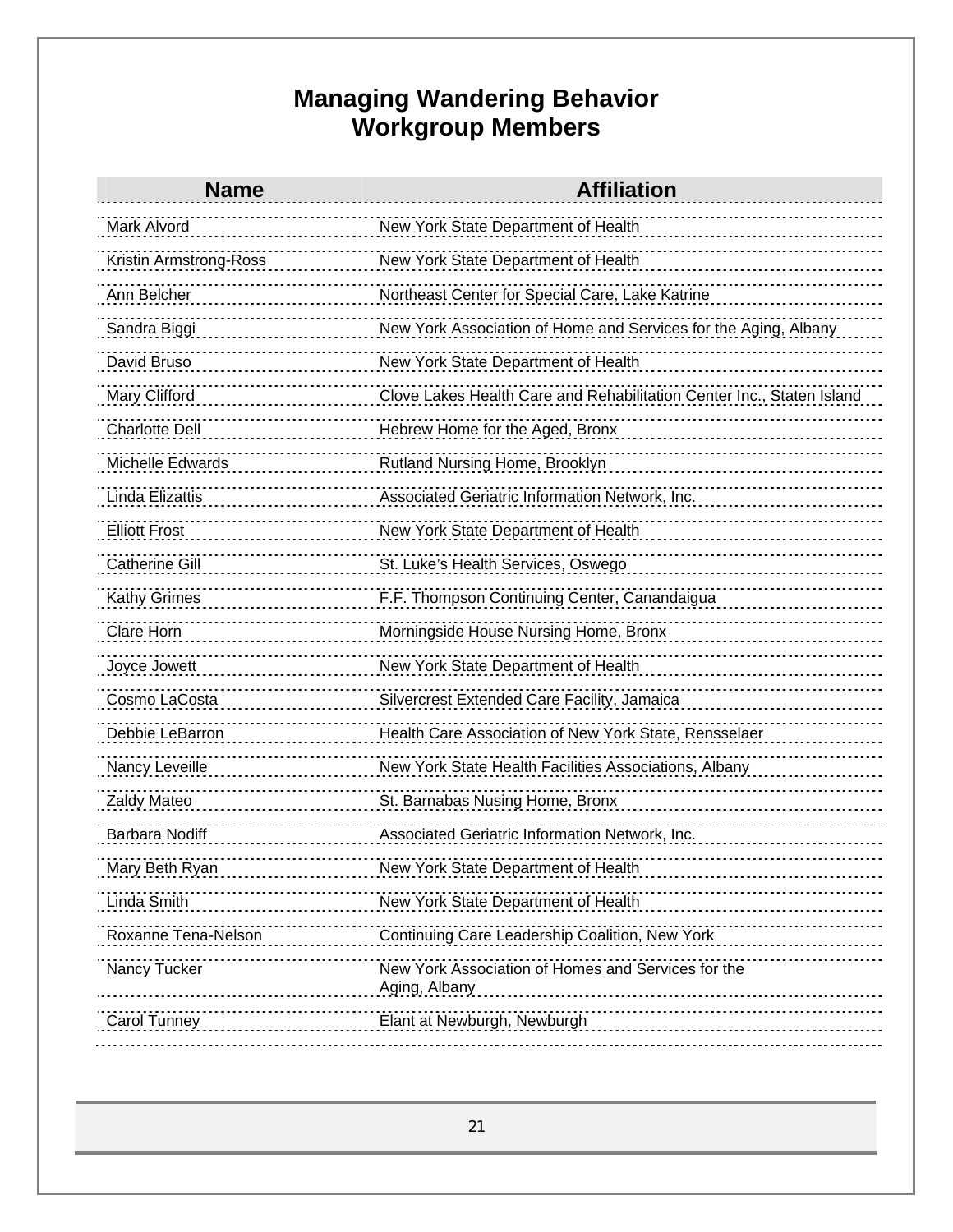# Managing Wandering Behavior
# Workgroup Members

| Name | Affiliation |
|---|---|
| Mark Alvord | New York State Department of Health |
| Kristin Armstrong-Ross | New York State Department of Health |
| Ann Belcher | Northeast Center for Special Care, Lake Katrine |
| Sandra Biggi | New York Association of Home and Services for the Aging, Albany |
| David Bruso | New York State Department of Health |
| Mary Clifford | Clove Lakes Health Care and Rehabilitation Center Inc., Staten Island |
| Charlotte Dell | Hebrew Home for the Aged, Bronx |
| Michelle Edwards | Rutland Nursing Home, Brooklyn |
| Linda Elizattis | Associated Geriatric Information Network, Inc. |
| Elliott Frost | New York State Department of Health |
| Catherine Gill | St. Luke's Health Services, Oswego |
| Kathy Grimes | F.F. Thompson Continuing Center, Canandaigua |
| Clare Horn | Morningside House Nursing Home, Bronx |
| Joyce Jowett | New York State Department of Health |
| Cosmo LaCosta | Silvercrest Extended Care Facility, Jamaica |
| Debbie LeBarron | Health Care Association of New York State, Rensselaer |
| Nancy Leveille | New York State Health Facilities Associations, Albany |
| Zaldy Mateo | St. Barnabas Nusing Home, Bronx |
| Barbara Nodiff | Associated Geriatric Information Network, Inc. |
| Mary Beth Ryan | New York State Department of Health |
| Linda Smith | New York State Department of Health |
| Roxanne Tena-Nelson | Continuing Care Leadership Coalition, New York |
| Nancy Tucker | New York Association of Homes and Services for the Aging, Albany |
| Carol Tunney | Elant at Newburgh, Newburgh |